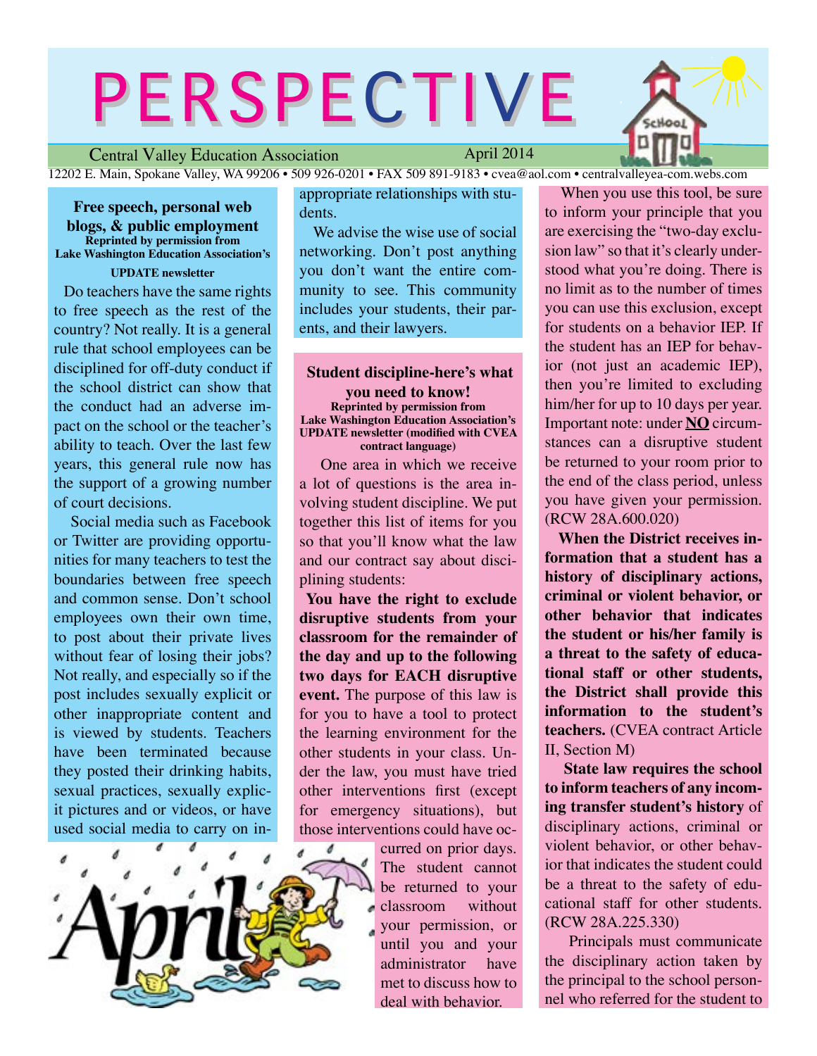# PERSPECTIVE

Central Valley Education Association — April 2014

12202 E. Main, Spokane Valley, WA 99206 • 509 926-0201 • FAX 509 891-9183 • cvea@aol.com • centralvalleyea-com.webs.com

## Free speech, personal web blogs, & public employment

**Reprinted by permission from Lake Washington Education Association's UPDATE newsletter**

Do teachers have the same rights to free speech as the rest of the country? Not really. It is a general rule that school employees can be disciplined for off-duty conduct if the school district can show that the conduct had an adverse impact on the school or the teacher's ability to teach. Over the last few years, this general rule now has the support of a growing number of court decisions.

Social media such as Facebook or Twitter are providing opportunities for many teachers to test the boundaries between free speech and common sense. Don't school employees own their own time, to post about their private lives without fear of losing their jobs? Not really, and especially so if the post includes sexually explicit or other inappropriate content and is viewed by students. Teachers have been terminated because they posted their drinking habits, sexual practices, sexually explicit pictures and or videos, or have used social media to carry on inappropriate relationships with students.

We advise the wise use of social networking. Don't post anything you don't want the entire community to see. This community includes your students, their parents, and their lawyers.

## Student discipline-here's what you need to know!

**Reprinted by permission from Lake Washington Education Association's UPDATE newsletter (modified with CVEA contract language)**

One area in which we receive a lot of questions is the area involving student discipline. We put together this list of items for you so that you'll know what the law and our contract say about disciplining students:

**You have the right to exclude disruptive students from your classroom for the remainder of the day and up to the following two days for EACH disruptive event.** The purpose of this law is for you to have a tool to protect the learning environment for the other students in your class. Under the law, you must have tried other interventions first (except for emergency situations), but those interventions could have occurred on prior days. The student cannot be returned to your classroom without your permission, or until you and your administrator have met to discuss how to deal with behavior.

When you use this tool, be sure to inform your principle that you are exercising the "two-day exclusion law" so that it's clearly understood what you're doing. There is no limit as to the number of times you can use this exclusion, except for students on a behavior IEP. If the student has an IEP for behavior (not just an academic IEP), then you're limited to excluding him/her for up to 10 days per year. Important note: under **NO** circumstances can a disruptive student be returned to your room prior to the end of the class period, unless you have given your permission. (RCW 28A.600.020)

**When the District receives information that a student has a history of disciplinary actions, criminal or violent behavior, or other behavior that indicates the student or his/her family is a threat to the safety of educational staff or other students, the District shall provide this information to the student's teachers.** (CVEA contract Article II, Section M)

**State law requires the school to inform teachers of any incoming transfer student's history** of disciplinary actions, criminal or violent behavior, or other behavior that indicates the student could be a threat to the safety of educational staff for other students. (RCW 28A.225.330)

Principals must communicate the disciplinary action taken by the principal to the school personnel who referred for the student to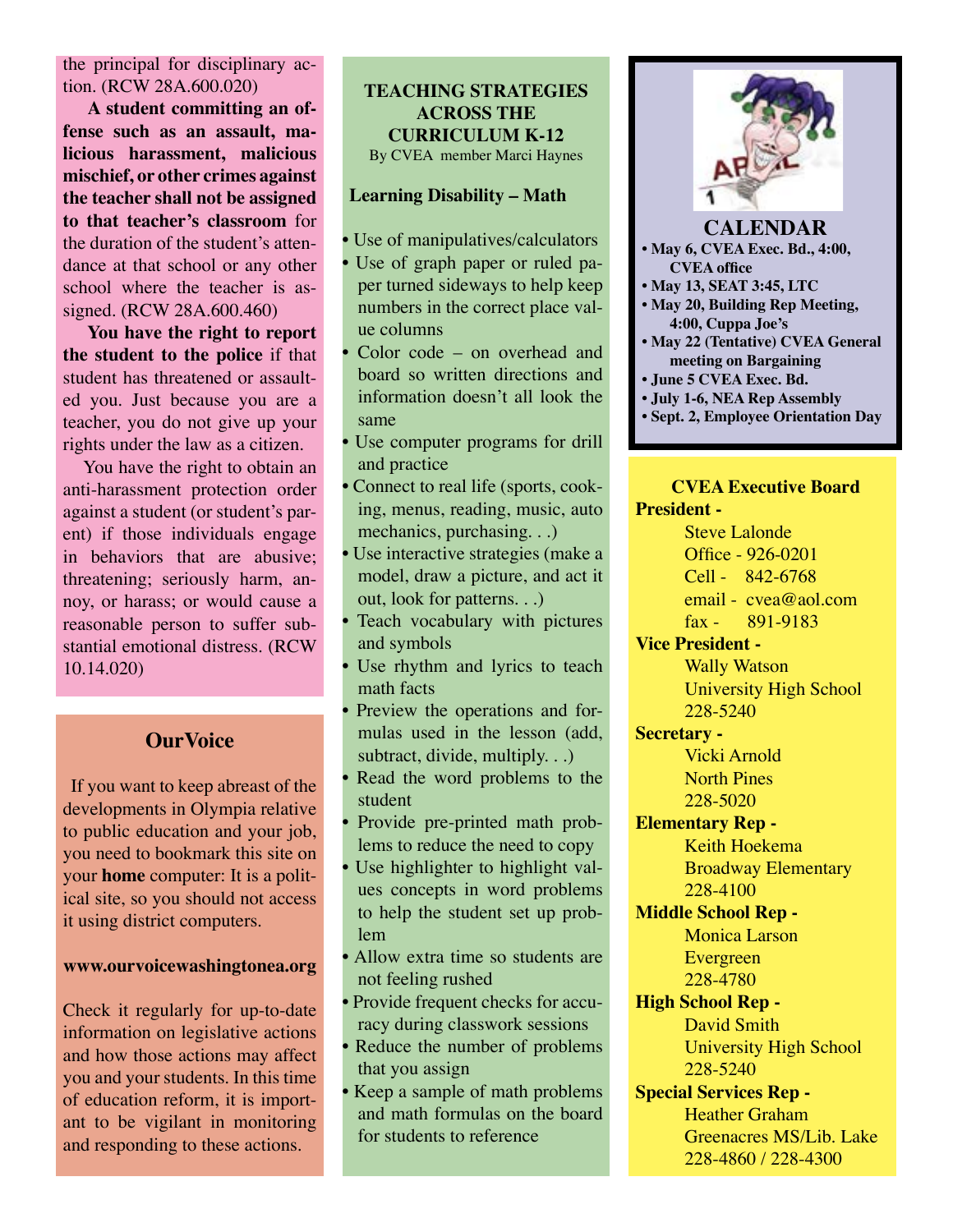the principal for disciplinary action. (RCW 28A.600.020)

**A student committing an offense such as an assault, malicious harassment, malicious mischief, or other crimes against the teacher shall not be assigned to that teacher's classroom** for the duration of the student's attendance at that school or any other school where the teacher is assigned. (RCW 28A.600.460)

**You have the right to report the student to the police** if that student has threatened or assaulted you. Just because you are a teacher, you do not give up your rights under the law as a citizen.

You have the right to obtain an anti-harassment protection order against a student (or student's parent) if those individuals engage in behaviors that are abusive; threatening; seriously harm, annoy, or harass; or would cause a reasonable person to suffer substantial emotional distress. (RCW 10.14.020)

## OurVoice

If you want to keep abreast of the developments in Olympia relative to public education and your job, you need to bookmark this site on your **home** computer: It is a political site, so you should not access it using district computers.

**www.ourvoicewashingtonea.org**

Check it regularly for up-to-date information on legislative actions and how those actions may affect you and your students. In this time of education reform, it is important to be vigilant in monitoring and responding to these actions.

## TEACHING STRATEGIES ACROSS THE CURRICULUM K-12

By CVEA member Marci Haynes

**Learning Disability – Math**

- Use of manipulatives/calculators
- Use of graph paper or ruled paper turned sideways to help keep numbers in the correct place value columns
- Color code – on overhead and board so written directions and information doesn't all look the same
- Use computer programs for drill and practice
- Connect to real life (sports, cooking, menus, reading, music, auto mechanics, purchasing. . .)
- Use interactive strategies (make a model, draw a picture, and act it out, look for patterns. . .)
- Teach vocabulary with pictures and symbols
- Use rhythm and lyrics to teach math facts
- Preview the operations and formulas used in the lesson (add, subtract, divide, multiply. . .)
- Read the word problems to the student
- Provide pre-printed math problems to reduce the need to copy
- Use highlighter to highlight values concepts in word problems to help the student set up problem
- Allow extra time so students are not feeling rushed
- Provide frequent checks for accuracy during classwork sessions
- Reduce the number of problems that you assign
- Keep a sample of math problems and math formulas on the board for students to reference

## CALENDAR

- **May 6, CVEA Exec. Bd., 4:00, CVEA office**
- **May 13, SEAT 3:45, LTC**
- **May 20, Building Rep Meeting, 4:00, Cuppa Joe's**
- **May 22 (Tentative) CVEA General meeting on Bargaining**
- **June 5 CVEA Exec. Bd.**
- **July 1-6, NEA Rep Assembly**
- **Sept. 2, Employee Orientation Day**

## CVEA Executive Board

**President -**
Steve Lalonde
Office - 926-0201
Cell - 842-6768
email - cvea@aol.com
fax - 891-9183

**Vice President -**
Wally Watson
University High School
228-5240

**Secretary -**
Vicki Arnold
North Pines
228-5020

**Elementary Rep -**
Keith Hoekema
Broadway Elementary
228-4100

**Middle School Rep -**
Monica Larson
Evergreen
228-4780

**High School Rep -**
David Smith
University High School
228-5240

**Special Services Rep -**
Heather Graham
Greenacres MS/Lib. Lake
228-4860 / 228-4300